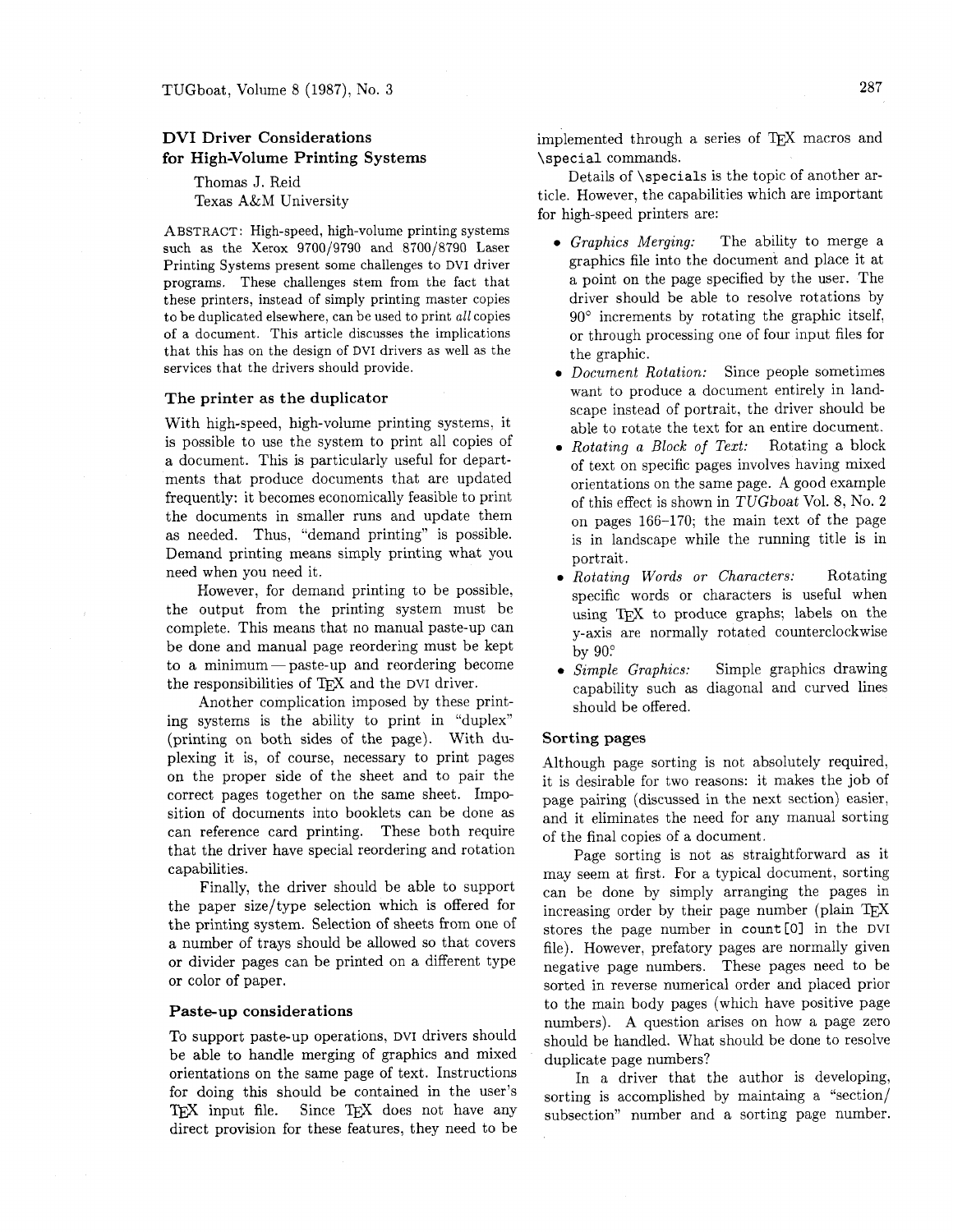# DVI Driver Considerations for High-Volume Printing Systems

Thomas J. Reid
Texas A&M University

ABSTRACT: High-speed, high-volume printing systems such as the Xerox 9700/9790 and 8700/8790 Laser Printing Systems present some challenges to DVI driver programs. These challenges stem from the fact that these printers, instead of simply printing master copies to be duplicated elsewhere, can be used to print *all* copies of a document. This article discusses the implications that this has on the design of DVI drivers as well as the services that the drivers should provide.

## The printer as the duplicator

With high-speed, high-volume printing systems, it is possible to use the system to print all copies of a document. This is particularly useful for departments that produce documents that are updated frequently: it becomes economically feasible to print the documents in smaller runs and update them as needed. Thus, "demand printing" is possible. Demand printing means simply printing what you need when you need it.

However, for demand printing to be possible, the output from the printing system must be complete. This means that no manual paste-up can be done and manual page reordering must be kept to a minimum — paste-up and reordering become the responsibilities of TEX and the DVI driver.

Another complication imposed by these printing systems is the ability to print in "duplex" (printing on both sides of the page). With duplexing it is, of course, necessary to print pages on the proper side of the sheet and to pair the correct pages together on the same sheet. Imposition of documents into booklets can be done as can reference card printing. These both require that the driver have special reordering and rotation capabilities.

Finally, the driver should be able to support the paper size/type selection which is offered for the printing system. Selection of sheets from one of a number of trays should be allowed so that covers or divider pages can be printed on a different type or color of paper.

## Paste-up considerations

To support paste-up operations, DVI drivers should be able to handle merging of graphics and mixed orientations on the same page of text. Instructions for doing this should be contained in the user's TEX input file. Since TEX does not have any direct provision for these features, they need to be implemented through a series of TEX macros and `\special` commands.

Details of `\specials` is the topic of another article. However, the capabilities which are important for high-speed printers are:

- *Graphics Merging:* The ability to merge a graphics file into the document and place it at a point on the page specified by the user. The driver should be able to resolve rotations by 90° increments by rotating the graphic itself, or through processing one of four input files for the graphic.
- *Document Rotation:* Since people sometimes want to produce a document entirely in landscape instead of portrait, the driver should be able to rotate the text for an entire document.
- *Rotating a Block of Text:* Rotating a block of text on specific pages involves having mixed orientations on the same page. A good example of this effect is shown in *TUGboat* Vol. 8, No. 2 on pages 166–170; the main text of the page is in landscape while the running title is in portrait.
- *Rotating Words or Characters:* Rotating specific words or characters is useful when using TEX to produce graphs; labels on the y-axis are normally rotated counterclockwise by 90°.
- *Simple Graphics:* Simple graphics drawing capability such as diagonal and curved lines should be offered.

## Sorting pages

Although page sorting is not absolutely required, it is desirable for two reasons: it makes the job of page pairing (discussed in the next section) easier, and it eliminates the need for any manual sorting of the final copies of a document.

Page sorting is not as straightforward as it may seem at first. For a typical document, sorting can be done by simply arranging the pages in increasing order by their page number (plain TEX stores the page number in `count[0]` in the DVI file). However, prefatory pages are normally given negative page numbers. These pages need to be sorted in reverse numerical order and placed prior to the main body pages (which have positive page numbers). A question arises on how a page zero should be handled. What should be done to resolve duplicate page numbers?

In a driver that the author is developing, sorting is accomplished by maintaing a "section/subsection" number and a sorting page number.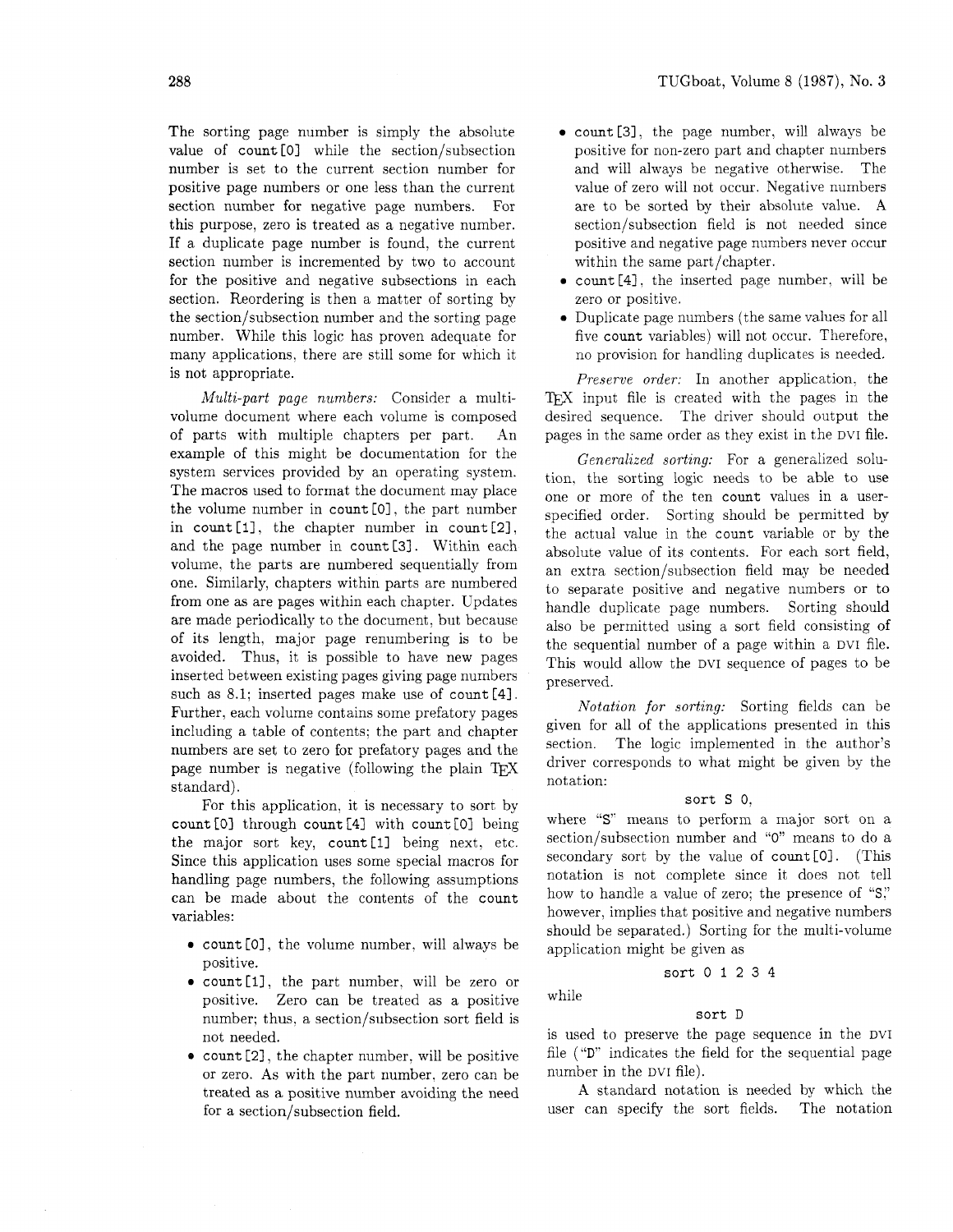The sorting page number is simply the absolute value of `count[0]` while the section/subsection number is set to the current section number for positive page numbers or one less than the current section number for negative page numbers. For this purpose, zero is treated as a negative number. If a duplicate page number is found, the current section number is incremented by two to account for the positive and negative subsections in each section. Reordering is then a matter of sorting by the section/subsection number and the sorting page number. While this logic has proven adequate for many applications, there are still some for which it is not appropriate.

*Multi-part page numbers:* Consider a multi-volume document where each volume is composed of parts with multiple chapters per part. An example of this might be documentation for the system services provided by an operating system. The macros used to format the document may place the volume number in `count[0]`, the part number in `count[1]`, the chapter number in `count[2]`, and the page number in `count[3]`. Within each volume, the parts are numbered sequentially from one. Similarly, chapters within parts are numbered from one as are pages within each chapter. Updates are made periodically to the document, but because of its length, major page renumbering is to be avoided. Thus, it is possible to have new pages inserted between existing pages giving page numbers such as 8.1; inserted pages make use of `count[4]`. Further, each volume contains some prefatory pages including a table of contents; the part and chapter numbers are set to zero for prefatory pages and the page number is negative (following the plain TeX standard).

For this application, it is necessary to sort by `count[0]` through `count[4]` with `count[0]` being the major sort key, `count[1]` being next, etc. Since this application uses some special macros for handling page numbers, the following assumptions can be made about the contents of the `count` variables:

- `count[0]`, the volume number, will always be positive.
- `count[1]`, the part number, will be zero or positive. Zero can be treated as a positive number; thus, a section/subsection sort field is not needed.
- `count[2]`, the chapter number, will be positive or zero. As with the part number, zero can be treated as a positive number avoiding the need for a section/subsection field.
- `count[3]`, the page number, will always be positive for non-zero part and chapter numbers and will always be negative otherwise. The value of zero will not occur. Negative numbers are to be sorted by their absolute value. A section/subsection field is not needed since positive and negative page numbers never occur within the same part/chapter.
- `count[4]`, the inserted page number, will be zero or positive.
- Duplicate page numbers (the same values for all five `count` variables) will not occur. Therefore, no provision for handling duplicates is needed.

*Preserve order:* In another application, the TeX input file is created with the pages in the desired sequence. The driver should output the pages in the same order as they exist in the DVI file.

*Generalized sorting:* For a generalized solution, the sorting logic needs to be able to use one or more of the ten `count` values in a user-specified order. Sorting should be permitted by the actual value in the `count` variable or by the absolute value of its contents. For each sort field, an extra section/subsection field may be needed to separate positive and negative numbers or to handle duplicate page numbers. Sorting should also be permitted using a sort field consisting of the sequential number of a page within a DVI file. This would allow the DVI sequence of pages to be preserved.

*Notation for sorting:* Sorting fields can be given for all of the applications presented in this section. The logic implemented in the author's driver corresponds to what might be given by the notation:

```
sort S 0,
```

where "S" means to perform a major sort on a section/subsection number and "0" means to do a secondary sort by the value of `count[0]`. (This notation is not complete since it does not tell how to handle a value of zero; the presence of "S", however, implies that positive and negative numbers should be separated.) Sorting for the multi-volume application might be given as

```
sort 0 1 2 3 4
```

while

```
sort D
```

is used to preserve the page sequence in the DVI file ("D" indicates the field for the sequential page number in the DVI file).

A standard notation is needed by which the user can specify the sort fields. The notation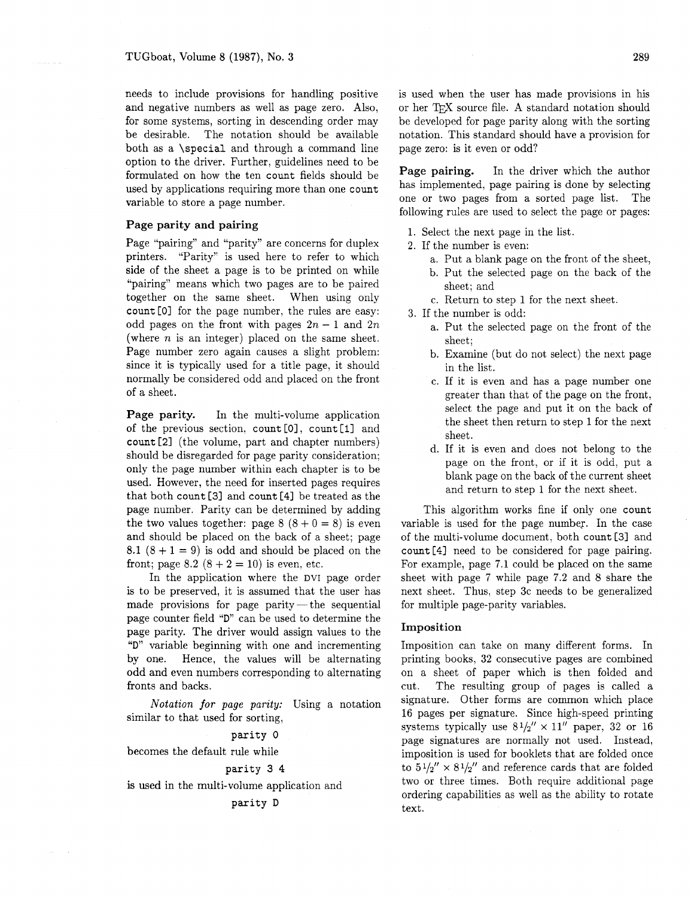needs to include provisions for handling positive and negative numbers as well as page zero. Also, for some systems, sorting in descending order may be desirable. The notation should be available both as a `\special` and through a command line option to the driver. Further, guidelines need to be formulated on how the ten `count` fields should be used by applications requiring more than one `count` variable to store a page number.

### Page parity and pairing

Page "pairing" and "parity" are concerns for duplex printers. "Parity" is used here to refer to which side of the sheet a page is to be printed on while "pairing" means which two pages are to be paired together on the same sheet. When using only `count[0]` for the page number, the rules are easy: odd pages on the front with pages $2n - 1$ and $2n$ (where $n$ is an integer) placed on the same sheet. Page number zero again causes a slight problem: since it is typically used for a title page, it should normally be considered odd and placed on the front of a sheet.

**Page parity.** In the multi-volume application of the previous section, `count[0]`, `count[1]` and `count[2]` (the volume, part and chapter numbers) should be disregarded for page parity consideration; only the page number within each chapter is to be used. However, the need for inserted pages requires that both `count[3]` and `count[4]` be treated as the page number. Parity can be determined by adding the two values together: page 8 ($8 + 0 = 8$) is even and should be placed on the back of a sheet; page 8.1 ($8 + 1 = 9$) is odd and should be placed on the front; page 8.2 ($8 + 2 = 10$) is even, etc.

In the application where the DVI page order is to be preserved, it is assumed that the user has made provisions for page parity — the sequential page counter field "D" can be used to determine the page parity. The driver would assign values to the "D" variable beginning with one and incrementing by one. Hence, the values will be alternating odd and even numbers corresponding to alternating fronts and backs.

*Notation for page parity:* Using a notation similar to that used for sorting,

```
parity 0
```

becomes the default rule while

```
parity 3 4
```

is used in the multi-volume application and

```
parity D
```

is used when the user has made provisions in his or her TEX source file. A standard notation should be developed for page parity along with the sorting notation. This standard should have a provision for page zero: is it even or odd?

**Page pairing.** In the driver which the author has implemented, page pairing is done by selecting one or two pages from a sorted page list. The following rules are used to select the page or pages:

1. Select the next page in the list.
2. If the number is even:
   a. Put a blank page on the front of the sheet,
   b. Put the selected page on the back of the sheet; and
   c. Return to step 1 for the next sheet.
3. If the number is odd:
   a. Put the selected page on the front of the sheet;
   b. Examine (but do not select) the next page in the list.
   c. If it is even and has a page number one greater than that of the page on the front, select the page and put it on the back of the sheet then return to step 1 for the next sheet.
   d. If it is even and does not belong to the page on the front, or if it is odd, put a blank page on the back of the current sheet and return to step 1 for the next sheet.

This algorithm works fine if only one `count` variable is used for the page number. In the case of the multi-volume document, both `count[3]` and `count[4]` need to be considered for page pairing. For example, page 7.1 could be placed on the same sheet with page 7 while page 7.2 and 8 share the next sheet. Thus, step 3c needs to be generalized for multiple page-parity variables.

### Imposition

Imposition can take on many different forms. In printing books, 32 consecutive pages are combined on a sheet of paper which is then folded and cut. The resulting group of pages is called a signature. Other forms are common which place 16 pages per signature. Since high-speed printing systems typically use $8\frac{1}{2}'' \times 11''$ paper, 32 or 16 page signatures are normally not used. Instead, imposition is used for booklets that are folded once to $5\frac{1}{2}'' \times 8\frac{1}{2}''$ and reference cards that are folded two or three times. Both require additional page ordering capabilities as well as the ability to rotate text.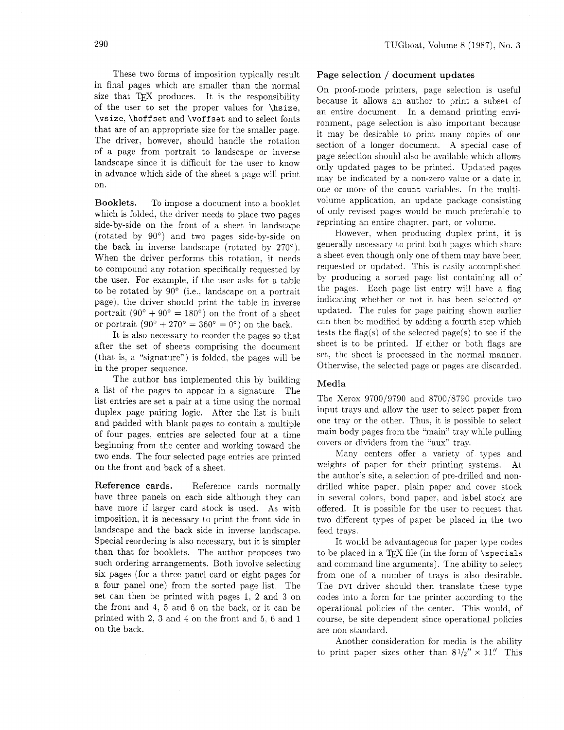These two forms of imposition typically result in final pages which are smaller than the normal size that TeX produces. It is the responsibility of the user to set the proper values for `\hsize`, `\vsize`, `\hoffset` and `\voffset` and to select fonts that are of an appropriate size for the smaller page. The driver, however, should handle the rotation of a page from portrait to landscape or inverse landscape since it is difficult for the user to know in advance which side of the sheet a page will print on.

**Booklets.** To impose a document into a booklet which is folded, the driver needs to place two pages side-by-side on the front of a sheet in landscape (rotated by 90°) and two pages side-by-side on the back in inverse landscape (rotated by 270°). When the driver performs this rotation, it needs to compound any rotation specifically requested by the user. For example, if the user asks for a table to be rotated by 90° (i.e., landscape on a portrait page), the driver should print the table in inverse portrait (90° + 90° = 180°) on the front of a sheet or portrait (90° + 270° = 360° = 0°) on the back.

It is also necessary to reorder the pages so that after the set of sheets comprising the document (that is, a "signature") is folded, the pages will be in the proper sequence.

The author has implemented this by building a list of the pages to appear in a signature. The list entries are set a pair at a time using the normal duplex page pairing logic. After the list is built and padded with blank pages to contain a multiple of four pages, entries are selected four at a time beginning from the center and working toward the two ends. The four selected page entries are printed on the front and back of a sheet.

**Reference cards.** Reference cards normally have three panels on each side although they can have more if larger card stock is used. As with imposition, it is necessary to print the front side in landscape and the back side in inverse landscape. Special reordering is also necessary, but it is simpler than that for booklets. The author proposes two such ordering arrangements. Both involve selecting six pages (for a three panel card or eight pages for a four panel one) from the sorted page list. The set can then be printed with pages 1, 2 and 3 on the front and 4, 5 and 6 on the back, or it can be printed with 2, 3 and 4 on the front and 5, 6 and 1 on the back.

### Page selection / document updates

On proof-mode printers, page selection is useful because it allows an author to print a subset of an entire document. In a demand printing environment, page selection is also important because it may be desirable to print many copies of one section of a longer document. A special case of page selection should also be available which allows only updated pages to be printed. Updated pages may be indicated by a non-zero value or a date in one or more of the `count` variables. In the multi-volume application, an update package consisting of only revised pages would be much preferable to reprinting an entire chapter, part, or volume.

However, when producing duplex print, it is generally necessary to print both pages which share a sheet even though only one of them may have been requested or updated. This is easily accomplished by producing a sorted page list containing all of the pages. Each page list entry will have a flag indicating whether or not it has been selected or updated. The rules for page pairing shown earlier can then be modified by adding a fourth step which tests the flag(s) of the selected page(s) to see if the sheet is to be printed. If either or both flags are set, the sheet is processed in the normal manner. Otherwise, the selected page or pages are discarded.

### Media

The Xerox 9700/9790 and 8700/8790 provide two input trays and allow the user to select paper from one tray or the other. Thus, it is possible to select main body pages from the "main" tray while pulling covers or dividers from the "aux" tray.

Many centers offer a variety of types and weights of paper for their printing systems. At the author's site, a selection of pre-drilled and non-drilled white paper, plain paper and cover stock in several colors, bond paper, and label stock are offered. It is possible for the user to request that two different types of paper be placed in the two feed trays.

It would be advantageous for paper type codes to be placed in a TeX file (in the form of `\specials` and command line arguments). The ability to select from one of a number of trays is also desirable. The DVI driver should then translate these type codes into a form for the printer according to the operational policies of the center. This would, of course, be site dependent since operational policies are non-standard.

Another consideration for media is the ability to print paper sizes other than 8½″ × 11″. This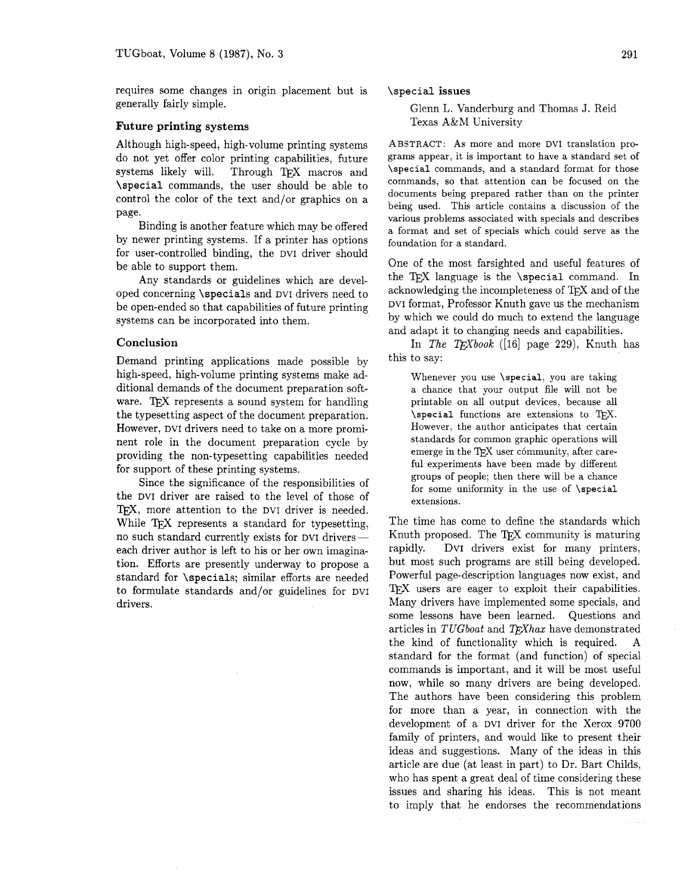requires some changes in origin placement but is generally fairly simple.

### Future printing systems

Although high-speed, high-volume printing systems do not yet offer color printing capabilities, future systems likely will. Through TeX macros and `\special` commands, the user should be able to control the color of the text and/or graphics on a page.

Binding is another feature which may be offered by newer printing systems. If a printer has options for user-controlled binding, the DVI driver should be able to support them.

Any standards or guidelines which are developed concerning `\specials` and DVI drivers need to be open-ended so that capabilities of future printing systems can be incorporated into them.

### Conclusion

Demand printing applications made possible by high-speed, high-volume printing systems make additional demands of the document preparation software. TeX represents a sound system for handling the typesetting aspect of the document preparation. However, DVI drivers need to take on a more prominent role in the document preparation cycle by providing the non-typesetting capabilities needed for support of these printing systems.

Since the significance of the responsibilities of the DVI driver are raised to the level of those of TeX, more attention to the DVI driver is needed. While TeX represents a standard for typesetting, no such standard currently exists for DVI drivers — each driver author is left to his or her own imagination. Efforts are presently underway to propose a standard for `\specials`; similar efforts are needed to formulate standards and/or guidelines for DVI drivers.

## `\special` issues

Glenn L. Vanderburg and Thomas J. Reid
Texas A&M University

ABSTRACT: As more and more DVI translation programs appear, it is important to have a standard set of `\special` commands, and a standard format for those commands, so that attention can be focused on the documents being prepared rather than on the printer being used. This article contains a discussion of the various problems associated with specials and describes a format and set of specials which could serve as the foundation for a standard.

One of the most farsighted and useful features of the TeX language is the `\special` command. In acknowledging the incompleteness of TeX and of the DVI format, Professor Knuth gave us the mechanism by which we could do much to extend the language and adapt it to changing needs and capabilities.

In *The TeXbook* ([16] page 229), Knuth has this to say:

> Whenever you use `\special`, you are taking a chance that your output file will not be printable on all output devices, because all `\special` functions are extensions to TeX. However, the author anticipates that certain standards for common graphic operations will emerge in the TeX user community, after careful experiments have been made by different groups of people; then there will be a chance for some uniformity in the use of `\special` extensions.

The time has come to define the standards which Knuth proposed. The TeX community is maturing rapidly. DVI drivers exist for many printers, but most such programs are still being developed. Powerful page-description languages now exist, and TeX users are eager to exploit their capabilities. Many drivers have implemented some specials, and some lessons have been learned. Questions and articles in *TUGboat* and *TeXhax* have demonstrated the kind of functionality which is required. A standard for the format (and function) of special commands is important, and it will be most useful now, while so many drivers are being developed. The authors have been considering this problem for more than a year, in connection with the development of a DVI driver for the Xerox 9700 family of printers, and would like to present their ideas and suggestions. Many of the ideas in this article are due (at least in part) to Dr. Bart Childs, who has spent a great deal of time considering these issues and sharing his ideas. This is not meant to imply that he endorses the recommendations